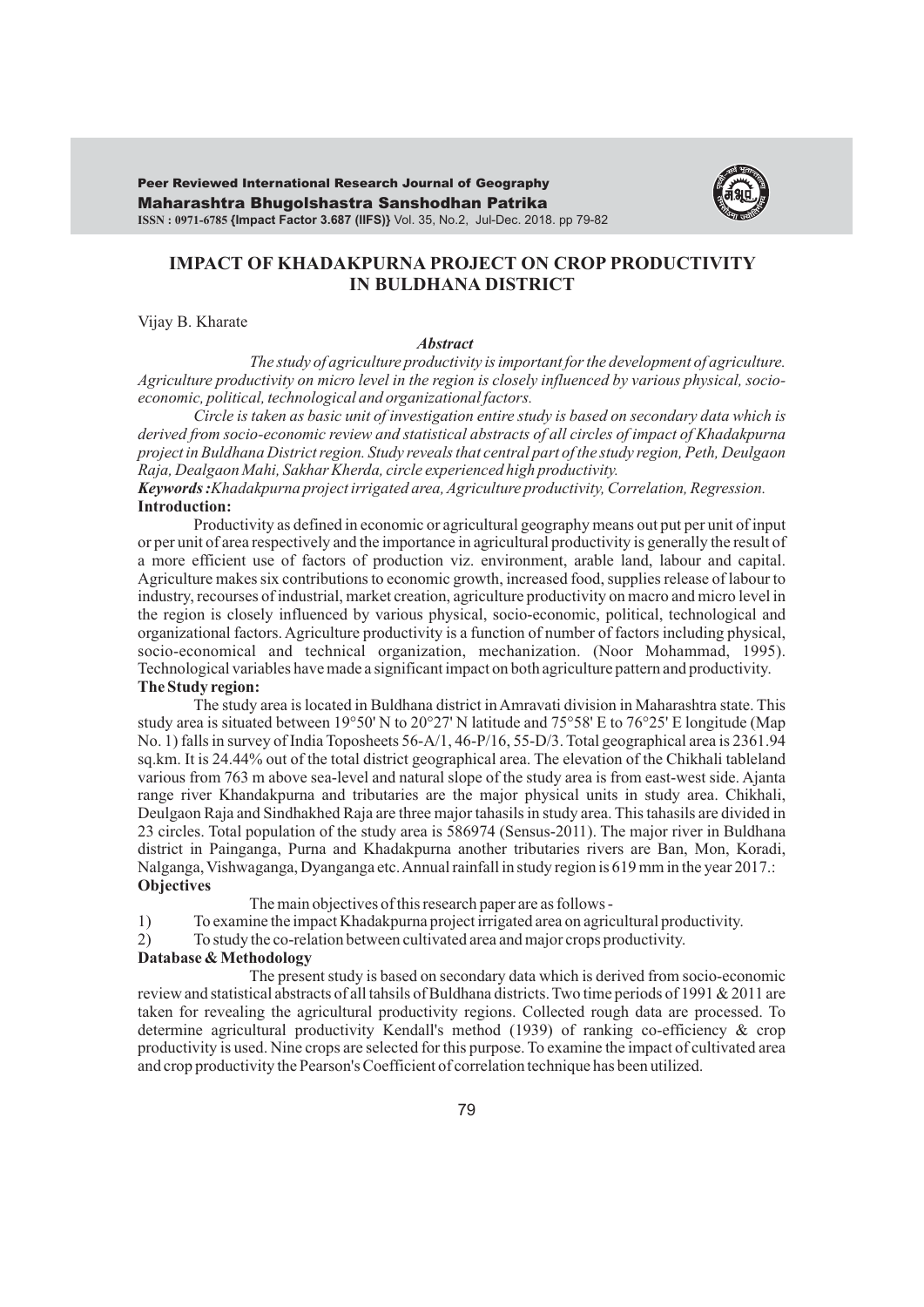# IMPACT OF KHADAKPURNA PROJECT ON CROP PRODUCTIVITY IN BULDHANA DISTRICT

Vijay B. Kharate

### *Abstract*

*The study of agriculture productivity is important for the development of agriculture. Agriculture productivity on micro level in the region is closely influenced by various physical, socio-economic, political, technological and organizational factors.*

*Circle is taken as basic unit of investigation entire study is based on secondary data which is derived from socio-economic review and statistical abstracts of all circles of impact of Khadakpurna project in Buldhana District region. Study reveals that central part of the study region, Peth, Deulgaon Raja, Dealgaon Mahi, Sakhar Kherda, circle experienced high productivity.*

***Keywords :****Khadakpurna project irrigated area, Agriculture productivity, Correlation, Regression.*

## Introduction:

Productivity as defined in economic or agricultural geography means out put per unit of input or per unit of area respectively and the importance in agricultural productivity is generally the result of a more efficient use of factors of production viz. environment, arable land, labour and capital. Agriculture makes six contributions to economic growth, increased food, supplies release of labour to industry, recourses of industrial, market creation, agriculture productivity on macro and micro level in the region is closely influenced by various physical, socio-economic, political, technological and organizational factors. Agriculture productivity is a function of number of factors including physical, socio-economical and technical organization, mechanization. (Noor Mohammad, 1995). Technological variables have made a significant impact on both agriculture pattern and productivity.

## The Study region:

The study area is located in Buldhana district in Amravati division in Maharashtra state. This study area is situated between 19°50' N to 20°27' N latitude and 75°58' E to 76°25' E longitude (Map No. 1) falls in survey of India Toposheets 56-A/1, 46-P/16, 55-D/3. Total geographical area is 2361.94 sq.km. It is 24.44% out of the total district geographical area. The elevation of the Chikhali tableland various from 763 m above sea-level and natural slope of the study area is from east-west side. Ajanta range river Khandakpurna and tributaries are the major physical units in study area. Chikhali, Deulgaon Raja and Sindhakhed Raja are three major tahasils in study area. This tahasils are divided in 23 circles. Total population of the study area is 586974 (Sensus-2011). The major river in Buldhana district in Painganga, Purna and Khadakpurna another tributaries rivers are Ban, Mon, Koradi, Nalganga, Vishwaganga, Dyanganga etc. Annual rainfall in study region is 619 mm in the year 2017.:

## Objectives

The main objectives of this research paper are as follows -

1) To examine the impact Khadakpurna project irrigated area on agricultural productivity.
2) To study the co-relation between cultivated area and major crops productivity.

## Database & Methodology

The present study is based on secondary data which is derived from socio-economic review and statistical abstracts of all tahsils of Buldhana districts. Two time periods of 1991 & 2011 are taken for revealing the agricultural productivity regions. Collected rough data are processed. To determine agricultural productivity Kendall's method (1939) of ranking co-efficiency & crop productivity is used. Nine crops are selected for this purpose. To examine the impact of cultivated area and crop productivity the Pearson's Coefficient of correlation technique has been utilized.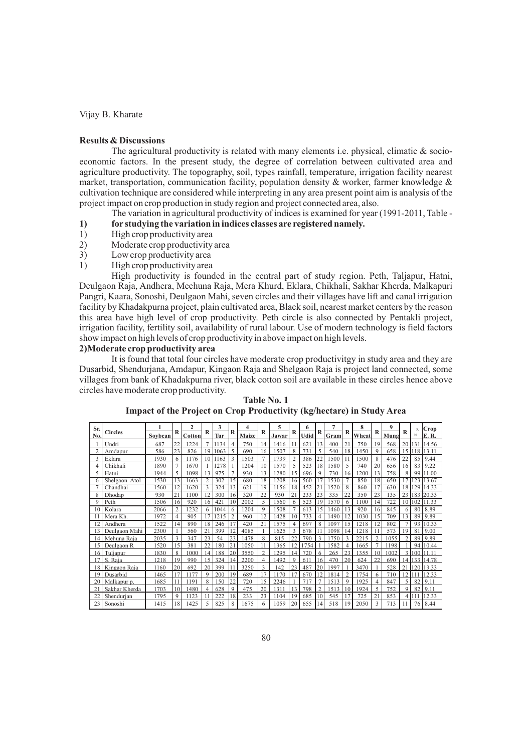**Results & Discussions**

The agricultural productivity is related with many elements i.e. physical, climatic & socio-economic factors. In the present study, the degree of correlation between cultivated area and agriculture productivity. The topography, soil, types rainfall, temperature, irrigation facility nearest market, transportation, communication facility, population density & worker, farmer knowledge & cultivation technique are considered while interpreting in any area present point aim is analysis of the project impact on crop production in study region and project connected area, also.

The variation in agricultural productivity of indices is examined for year (1991-2011, Table -

**1) for studying the variation in indices classes are registered namely.**

1) High crop productivity area
2) Moderate crop productivity area
3) Low crop productivity area

1) High crop productivity area

High productivity is founded in the central part of study region. Peth, Taljapur, Hatni, Deulgaon Raja, Andhera, Mechuna Raja, Mera Khurd, Eklara, Chikhali, Sakhar Kherda, Malkapuri Pangri, Kaara, Sonoshi, Deulgaon Mahi, seven circles and their villages have lift and canal irrigation facility by Khadakpurna project, plain cultivated area, Black soil, nearest market centers by the reason this area have high level of crop productivity. Peth circle is also connected by Pentakli project, irrigation facility, fertility soil, availability of rural labour. Use of modern technology is field factors show impact on high levels of crop productivity in above impact on high levels.

**2)Moderate crop productivity area**

It is found that total four circles have moderate crop productivitgy in study area and they are Dusarbid, Shendurjana, Amdapur, Kingaon Raja and Shelgaon Raja is project land connected, some villages from bank of Khadakpurna river, black cotton soil are available in these circles hence above circles have moderate crop productivity.

**Table No. 1**
**Impact of the Project on Crop Productivity (kg/hectare) in Study Area**

| Sr. No. | Circles | 1 Soybean | R | 2 Cotton | R | 3 Tur | R | 4 Maize | R | 5 Jawar | R | 6 Udid | R | 7 Gram | R | 8 Wheat | R | 9 Mung | R | RN | Crop E. R. |
|---|---|---|---|---|---|---|---|---|---|---|---|---|---|---|---|---|---|---|---|---|---|
| 1 | Undri | 687 | 22 | 1224 | 7 | 1134 | 4 | 750 | 14 | 1416 | 11 | 621 | 13 | 400 | 21 | 750 | 19 | 568 | 20 | 131 | 14.56 |
| 2 | Amdapur | 586 | 23 | 826 | 19 | 1063 | 5 | 690 | 16 | 1507 | 8 | 731 | 5 | 540 | 18 | 1450 | 9 | 658 | 15 | 118 | 13.11 |
| 3 | Eklara | 1930 | 6 | 1176 | 10 | 1163 | 3 | 1503 | 7 | 1739 | 2 | 386 | 22 | 1500 | 11 | 1500 | 8 | 476 | 22 | 85 | 9.44 |
| 4 | Chikhali | 1890 | 7 | 1670 | 1 | 1278 | 1 | 1204 | 10 | 1570 | 5 | 523 | 18 | 1580 | 5 | 740 | 20 | 656 | 16 | 83 | 9.22 |
| 5 | Hatni | 1944 | 5 | 1098 | 13 | 975 | 7 | 930 | 13 | 1280 | 15 | 696 | 9 | 730 | 16 | 1200 | 13 | 758 | 8 | 99 | 11.00 |
| 6 | Shelgaon Atol | 1530 | 13 | 1663 | 2 | 302 | 15 | 680 | 18 | 1208 | 16 | 560 | 17 | 1530 | 7 | 850 | 18 | 650 | 17 | 123 | 13.67 |
| 7 | Chandhai | 1560 | 12 | 1620 | 3 | 324 | 13 | 621 | 19 | 1156 | 18 | 452 | 21 | 1520 | 8 | 860 | 17 | 630 | 18 | 129 | 14.33 |
| 8 | Dhodap | 930 | 21 | 1100 | 12 | 300 | 16 | 320 | 22 | 930 | 21 | 233 | 23 | 335 | 22 | 350 | 23 | 135 | 23 | 183 | 20.33 |
| 9 | Peth | 1506 | 16 | 920 | 16 | 421 | 10 | 2002 | 5 | 1560 | 6 | 523 | 19 | 1570 | 6 | 1100 | 14 | 722 | 10 | 102 | 11.33 |
| 10 | Kolara | 2066 | 2 | 1232 | 6 | 1044 | 6 | 1204 | 9 | 1508 | 7 | 613 | 15 | 1460 | 13 | 920 | 16 | 845 | 6 | 80 | 8.89 |
| 11 | Mera Kh. | 1972 | 4 | 905 | 17 | 1215 | 2 | 960 | 12 | 1428 | 10 | 733 | 4 | 1490 | 12 | 1030 | 15 | 709 | 13 | 89 | 9.89 |
| 12 | Andhera | 1522 | 14 | 890 | 18 | 246 | 17 | 420 | 21 | 1575 | 4 | 697 | 8 | 1097 | 15 | 1218 | 12 | 802 | 7 | 93 | 10.33 |
| 13 | Deulgaon Mahi | 2300 | 1 | 560 | 21 | 399 | 12 | 4085 | 1 | 1625 | 3 | 678 | 11 | 1098 | 14 | 1218 | 11 | 573 | 19 | 81 | 9.00 |
| 14 | Mehuna Raja | 2035 | 3 | 347 | 23 | 54 | 23 | 1478 | 8 | 815 | 22 | 790 | 3 | 1750 | 3 | 2215 | 2 | 1055 | 2 | 89 | 9.89 |
| 15 | Deulgaon R | 1520 | 15 | 381 | 22 | 180 | 21 | 1050 | 11 | 1365 | 12 | 1754 | 1 | 1582 | 4 | 1665 | 7 | 1198 | 1 | 94 | 10.44 |
| 16 | Tuljapur | 1830 | 8 | 1000 | 14 | 188 | 20 | 3550 | 2 | 1295 | 14 | 720 | 6 | 265 | 23 | 1355 | 10 | 1002 | 3 | 100 | 11.11 |
| 17 | S. Raja | 1218 | 19 | 990 | 15 | 324 | 14 | 2200 | 4 | 1492 | 9 | 611 | 16 | 470 | 20 | 624 | 22 | 690 | 14 | 133 | 14.78 |
| 18 | Kingaon Raja | 1160 | 20 | 692 | 20 | 399 | 11 | 3250 | 3 | 142 | 23 | 487 | 20 | 1997 | 1 | 3470 | 1 | 528 | 21 | 120 | 13.33 |
| 19 | Dusarbid | 1465 | 17 | 1177 | 9 | 200 | 19 | 689 | 17 | 1170 | 17 | 670 | 12 | 1814 | 2 | 1754 | 6 | 710 | 12 | 111 | 12.33 |
| 20 | Malkapur p. | 1685 | 11 | 1191 | 8 | 150 | 22 | 720 | 15 | 2246 | 1 | 717 | 7 | 1513 | 9 | 1925 | 4 | 847 | 5 | 82 | 9.11 |
| 21 | Sakhar Kherda | 1703 | 10 | 1480 | 4 | 628 | 9 | 475 | 20 | 1311 | 13 | 798 | 2 | 1513 | 10 | 1924 | 5 | 752 | 9 | 82 | 9.11 |
| 22 | Shendurjan | 1795 | 9 | 1123 | 11 | 222 | 18 | 233 | 23 | 1104 | 19 | 685 | 10 | 545 | 17 | 725 | 21 | 853 | 4 | 111 | 12.33 |
| 23 | Sonoshi | 1415 | 18 | 1425 | 5 | 825 | 8 | 1675 | 6 | 1059 | 20 | 655 | 14 | 518 | 19 | 2050 | 3 | 713 | 11 | 76 | 8.44 |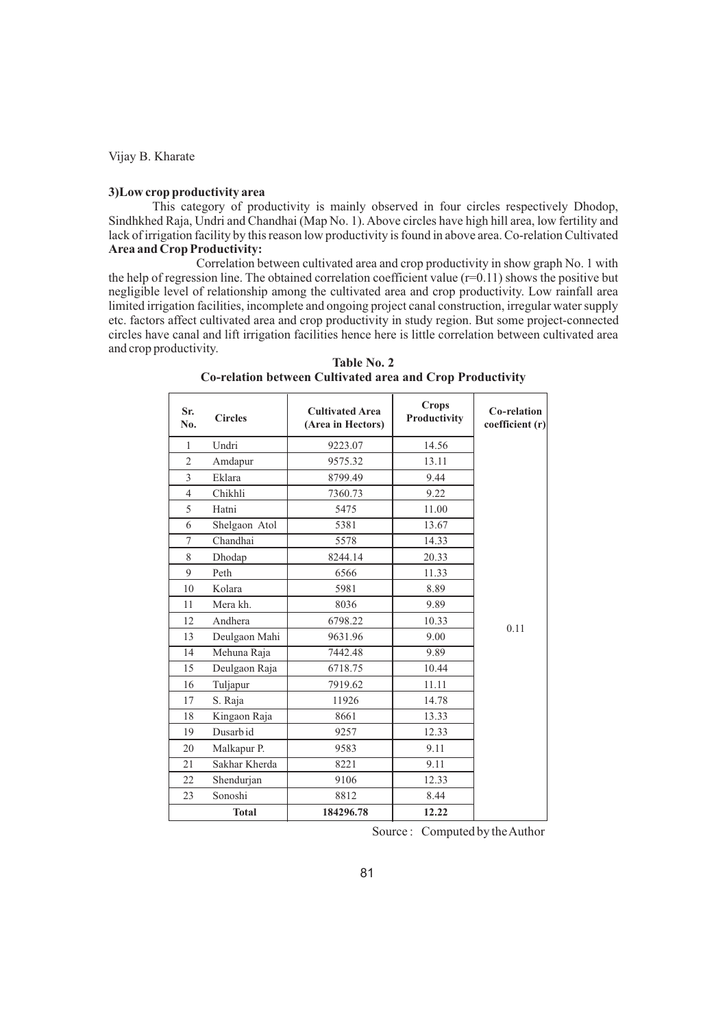### 3)Low crop productivity area

This category of productivity is mainly observed in four circles respectively Dhodop, Sindhkhed Raja, Undri and Chandhai (Map No. 1). Above circles have high hill area, low fertility and lack of irrigation facility by this reason low productivity is found in above area. Co-relation Cultivated **Area and Crop Productivity:**

Correlation between cultivated area and crop productivity in show graph No. 1 with the help of regression line. The obtained correlation coefficient value (r=0.11) shows the positive but negligible level of relationship among the cultivated area and crop productivity. Low rainfall area limited irrigation facilities, incomplete and ongoing project canal construction, irregular water supply etc. factors affect cultivated area and crop productivity in study region. But some project-connected circles have canal and lift irrigation facilities hence here is little correlation between cultivated area and crop productivity.

**Table No. 2**
**Co-relation between Cultivated area and Crop Productivity**

| Sr. No. | Circles | Cultivated Area (Area in Hectors) | Crops Productivity | Co-relation coefficient (r) |
|---|---|---|---|---|
| 1 | Undri | 9223.07 | 14.56 | |
| 2 | Amdapur | 9575.32 | 13.11 | |
| 3 | Eklara | 8799.49 | 9.44 | |
| 4 | Chikhli | 7360.73 | 9.22 | |
| 5 | Hatni | 5475 | 11.00 | |
| 6 | Shelgaon Atol | 5381 | 13.67 | |
| 7 | Chandhai | 5578 | 14.33 | |
| 8 | Dhodap | 8244.14 | 20.33 | |
| 9 | Peth | 6566 | 11.33 | |
| 10 | Kolara | 5981 | 8.89 | |
| 11 | Mera kh. | 8036 | 9.89 | |
| 12 | Andhera | 6798.22 | 10.33 | 0.11 |
| 13 | Deulgaon Mahi | 9631.96 | 9.00 | |
| 14 | Mehuna Raja | 7442.48 | 9.89 | |
| 15 | Deulgaon Raja | 6718.75 | 10.44 | |
| 16 | Tuljapur | 7919.62 | 11.11 | |
| 17 | S. Raja | 11926 | 14.78 | |
| 18 | Kingaon Raja | 8661 | 13.33 | |
| 19 | Dusarb id | 9257 | 12.33 | |
| 20 | Malkapur P. | 9583 | 9.11 | |
| 21 | Sakhar Kherda | 8221 | 9.11 | |
| 22 | Shendurjan | 9106 | 12.33 | |
| 23 | Sonoshi | 8812 | 8.44 | |
| | **Total** | **184296.78** | **12.22** | |

Source : Computed by the Author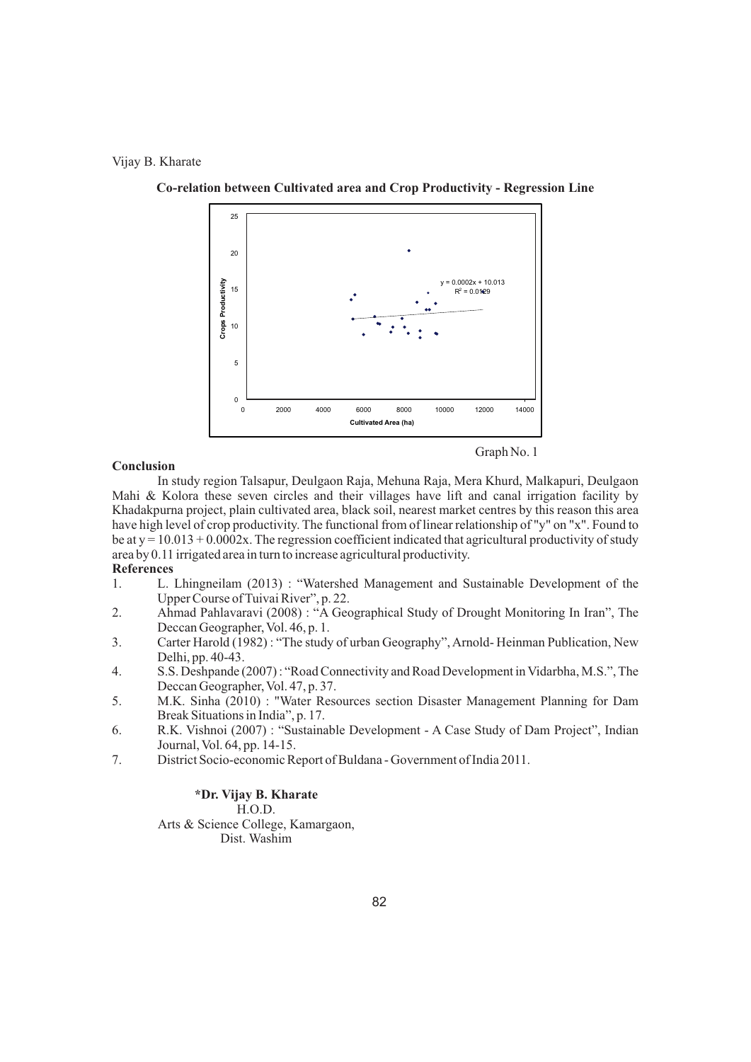**Co-relation between Cultivated area and Crop Productivity - Regression Line**

$y = 0.0002x + 10.013$
$R^2 = 0.0129$

Crops Productivity

0
5
10
15
20
25

0 2000 4000 6000 8000 10000 12000 14000

Cultivated Area (ha)

Graph No. 1

**Conclusion**

In study region Talsapur, Deulgaon Raja, Mehuna Raja, Mera Khurd, Malkapuri, Deulgaon Mahi & Kolora these seven circles and their villages have lift and canal irrigation facility by Khadakpurna project, plain cultivated area, black soil, nearest market centres by this reason this area have high level of crop productivity. The functional from of linear relationship of "y" on "x". Found to be at $y = 10.013 + 0.0002x$. The regression coefficient indicated that agricultural productivity of study area by 0.11 irrigated area in turn to increase agricultural productivity.

**References**

1. L. Lhingneilam (2013) : "Watershed Management and Sustainable Development of the Upper Course of Tuivai River", p. 22.
2. Ahmad Pahlavaravi (2008) : "A Geographical Study of Drought Monitoring In Iran", The Deccan Geographer, Vol. 46, p. 1.
3. Carter Harold (1982) : "The study of urban Geography", Arnold- Heinman Publication, New Delhi, pp. 40-43.
4. S.S. Deshpande (2007) : "Road Connectivity and Road Development in Vidarbha, M.S.", The Deccan Geographer, Vol. 47, p. 37.
5. M.K. Sinha (2010) : "Water Resources section Disaster Management Planning for Dam Break Situations in India", p. 17.
6. R.K. Vishnoi (2007) : "Sustainable Development - A Case Study of Dam Project", Indian Journal, Vol. 64, pp. 14-15.
7. District Socio-economic Report of Buldana - Government of India 2011.

**\*Dr. Vijay B. Kharate**
H.O.D.
Arts & Science College, Kamargaon,
Dist. Washim